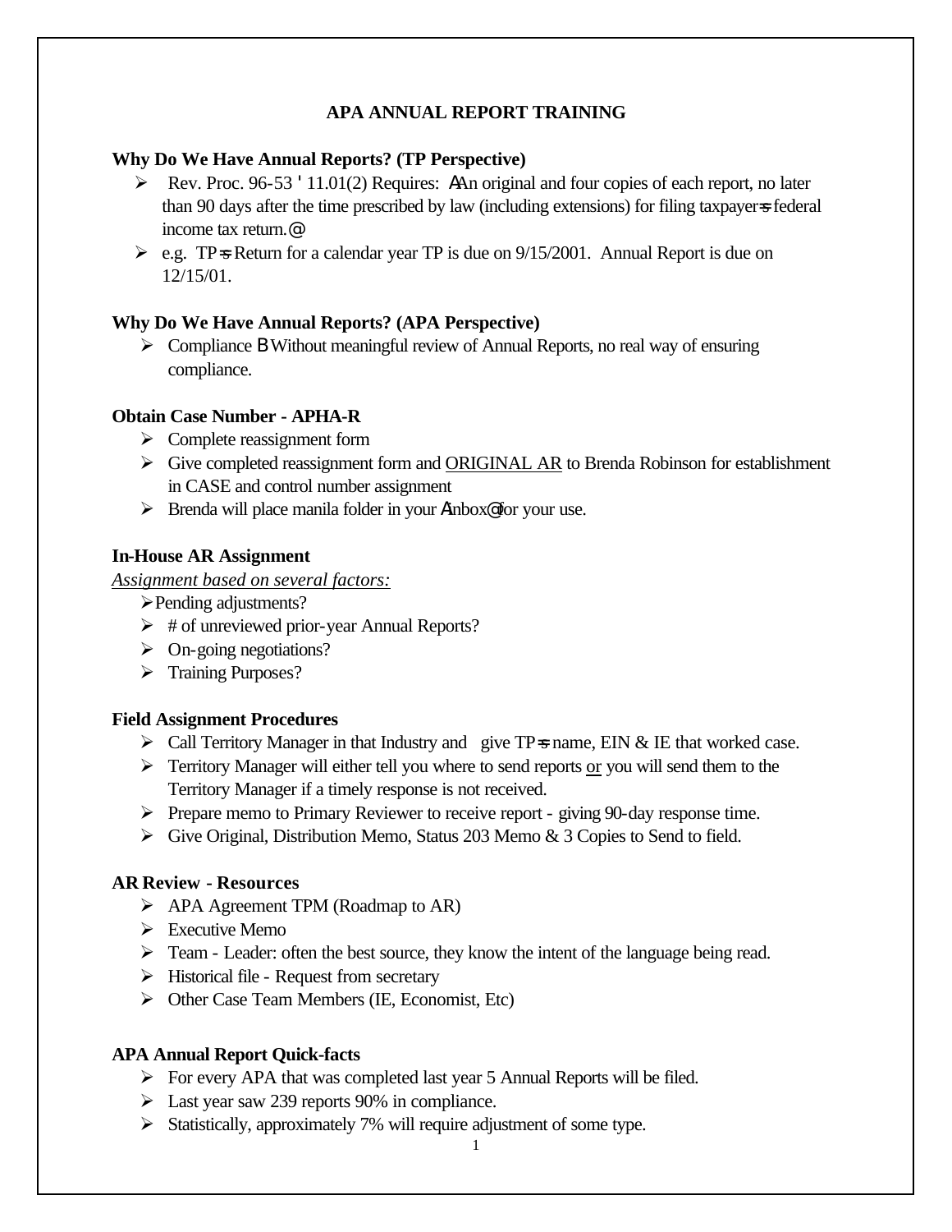# APA ANNUAL REPORT TRAINING

**Why Do We Have Annual Reports? (TP Perspective)**

- Rev. Proc. 96-53 ' 11.01(2) Requires: AAn original and four copies of each report, no later than 90 days after the time prescribed by law (including extensions) for filing taxpayer=s federal income tax return.@
- e.g. TP=s Return for a calendar year TP is due on 9/15/2001. Annual Report is due on 12/15/01.

**Why Do We Have Annual Reports? (APA Perspective)**

- Compliance B Without meaningful review of Annual Reports, no real way of ensuring compliance.

**Obtain Case Number - APHA-R**

- Complete reassignment form
- Give completed reassignment form and <u>ORIGINAL AR</u> to Brenda Robinson for establishment in CASE and control number assignment
- Brenda will place manila folder in your Ainbox@ for your use.

**In-House AR Assignment**

*<u>Assignment based on several factors:</u>*

- Pending adjustments?
- # of unreviewed prior-year Annual Reports?
- On-going negotiations?
- Training Purposes?

**Field Assignment Procedures**

- Call Territory Manager in that Industry and give TP=s name, EIN & IE that worked case.
- Territory Manager will either tell you where to send reports <u>or</u> you will send them to the Territory Manager if a timely response is not received.
- Prepare memo to Primary Reviewer to receive report - giving 90-day response time.
- Give Original, Distribution Memo, Status 203 Memo & 3 Copies to Send to field.

**AR Review - Resources**

- APA Agreement TPM (Roadmap to AR)
- Executive Memo
- Team - Leader: often the best source, they know the intent of the language being read.
- Historical file - Request from secretary
- Other Case Team Members (IE, Economist, Etc)

**APA Annual Report Quick-facts**

- For every APA that was completed last year 5 Annual Reports will be filed.
- Last year saw 239 reports 90% in compliance.
- Statistically, approximately 7% will require adjustment of some type.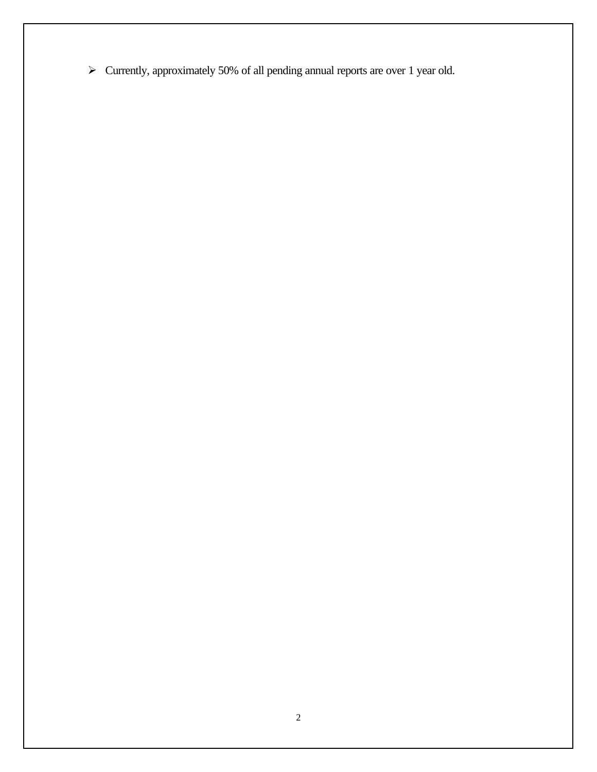- Currently, approximately 50% of all pending annual reports are over 1 year old.